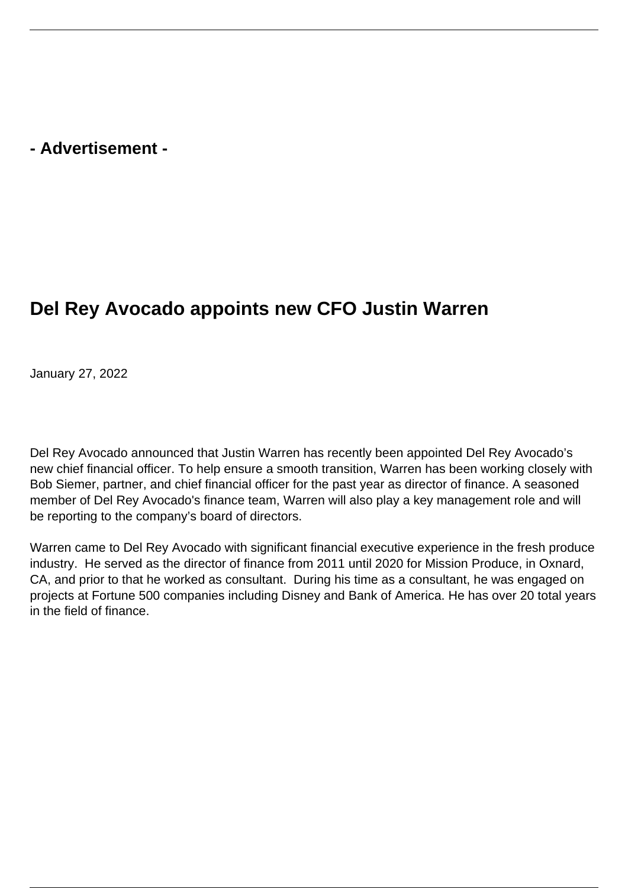**- Advertisement -**

# Del Rey Avocado appoints new CFO Justin Warren

January 27, 2022

Del Rey Avocado announced that Justin Warren has recently been appointed Del Rey Avocado’s new chief financial officer. To help ensure a smooth transition, Warren has been working closely with Bob Siemer, partner, and chief financial officer for the past year as director of finance. A seasoned member of Del Rey Avocado's finance team, Warren will also play a key management role and will be reporting to the company’s board of directors.

Warren came to Del Rey Avocado with significant financial executive experience in the fresh produce industry. He served as the director of finance from 2011 until 2020 for Mission Produce, in Oxnard, CA, and prior to that he worked as consultant. During his time as a consultant, he was engaged on projects at Fortune 500 companies including Disney and Bank of America. He has over 20 total years in the field of finance.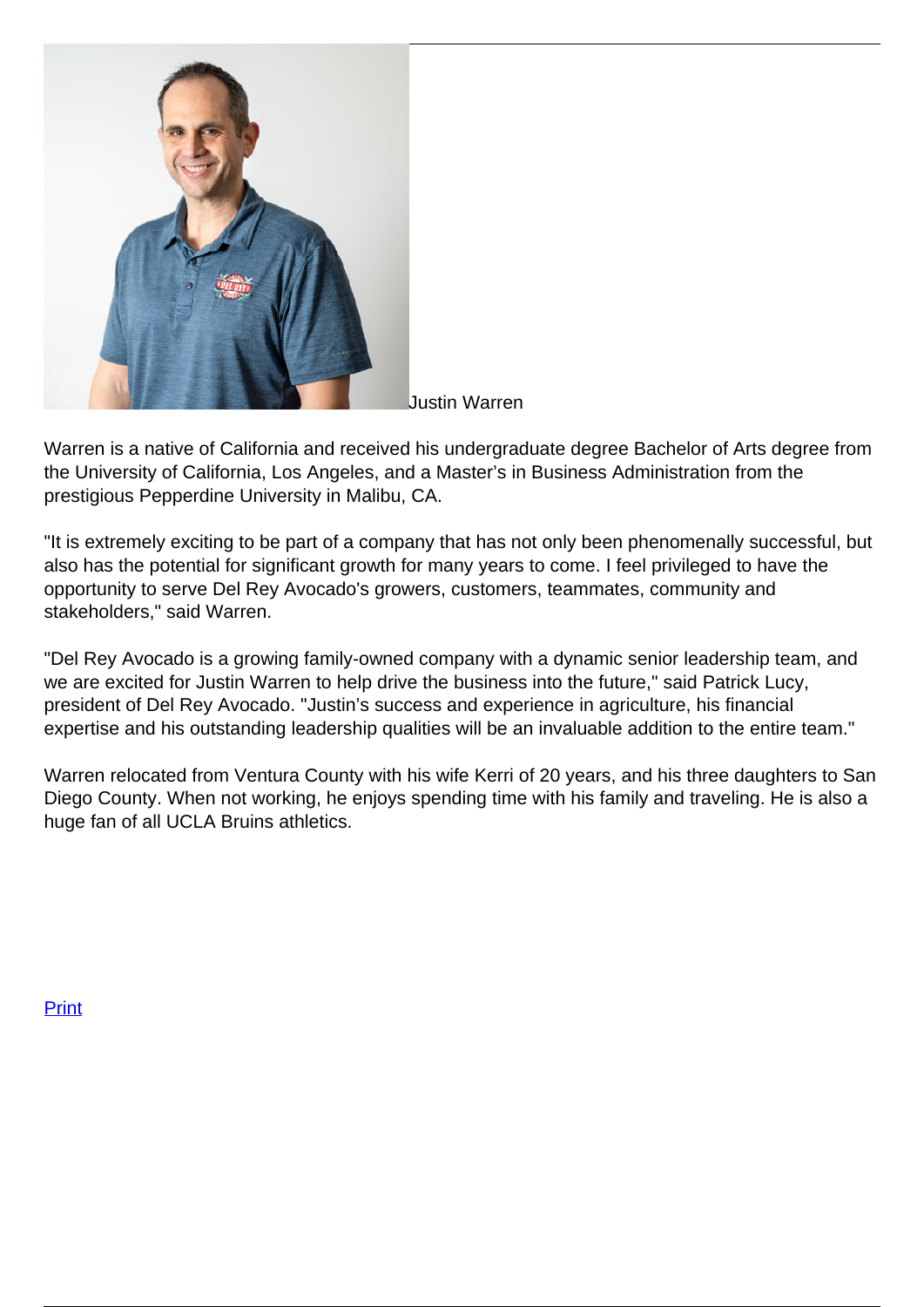Justin Warren

Warren is a native of California and received his undergraduate degree Bachelor of Arts degree from the University of California, Los Angeles, and a Master's in Business Administration from the prestigious Pepperdine University in Malibu, CA.

"It is extremely exciting to be part of a company that has not only been phenomenally successful, but also has the potential for significant growth for many years to come. I feel privileged to have the opportunity to serve Del Rey Avocado's growers, customers, teammates, community and stakeholders," said Warren.

"Del Rey Avocado is a growing family-owned company with a dynamic senior leadership team, and we are excited for Justin Warren to help drive the business into the future," said Patrick Lucy, president of Del Rey Avocado. "Justin's success and experience in agriculture, his financial expertise and his outstanding leadership qualities will be an invaluable addition to the entire team."

Warren relocated from Ventura County with his wife Kerri of 20 years, and his three daughters to San Diego County. When not working, he enjoys spending time with his family and traveling. He is also a huge fan of all UCLA Bruins athletics.

Print